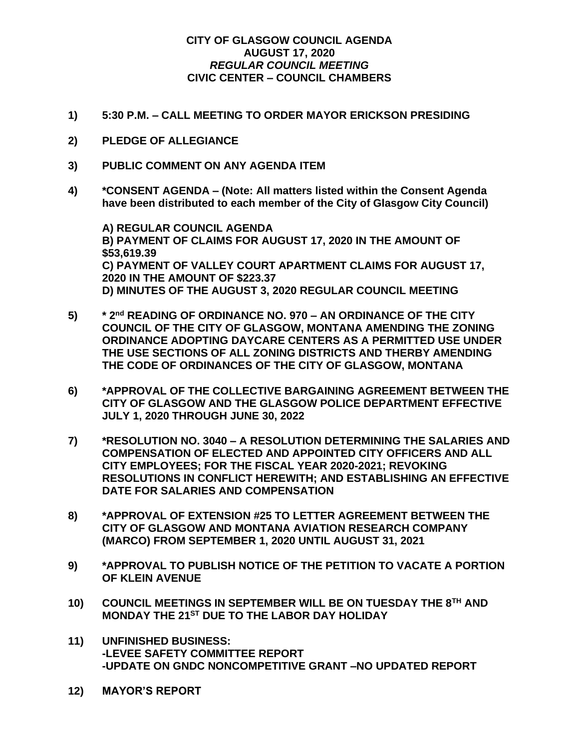**CITY OF GLASGOW COUNCIL AGENDA**
**AUGUST 17, 2020**
***REGULAR COUNCIL MEETING***
**CIVIC CENTER – COUNCIL CHAMBERS**

1) **5:30 P.M. – CALL MEETING TO ORDER MAYOR ERICKSON PRESIDING**

2) **PLEDGE OF ALLEGIANCE**

3) **PUBLIC COMMENT ON ANY AGENDA ITEM**

4) **\*CONSENT AGENDA – (Note: All matters listed within the Consent Agenda have been distributed to each member of the City of Glasgow City Council)**

   **A) REGULAR COUNCIL AGENDA**
   **B) PAYMENT OF CLAIMS FOR AUGUST 17, 2020 IN THE AMOUNT OF $53,619.39**
   **C) PAYMENT OF VALLEY COURT APARTMENT CLAIMS FOR AUGUST 17, 2020 IN THE AMOUNT OF $223.37**
   **D) MINUTES OF THE AUGUST 3, 2020 REGULAR COUNCIL MEETING**

5) **\* 2nd READING OF ORDINANCE NO. 970 – AN ORDINANCE OF THE CITY COUNCIL OF THE CITY OF GLASGOW, MONTANA AMENDING THE ZONING ORDINANCE ADOPTING DAYCARE CENTERS AS A PERMITTED USE UNDER THE USE SECTIONS OF ALL ZONING DISTRICTS AND THERBY AMENDING THE CODE OF ORDINANCES OF THE CITY OF GLASGOW, MONTANA**

6) **\*APPROVAL OF THE COLLECTIVE BARGAINING AGREEMENT BETWEEN THE CITY OF GLASGOW AND THE GLASGOW POLICE DEPARTMENT EFFECTIVE JULY 1, 2020 THROUGH JUNE 30, 2022**

7) **\*RESOLUTION NO. 3040 – A RESOLUTION DETERMINING THE SALARIES AND COMPENSATION OF ELECTED AND APPOINTED CITY OFFICERS AND ALL CITY EMPLOYEES; FOR THE FISCAL YEAR 2020-2021; REVOKING RESOLUTIONS IN CONFLICT HEREWITH; AND ESTABLISHING AN EFFECTIVE DATE FOR SALARIES AND COMPENSATION**

8) **\*APPROVAL OF EXTENSION #25 TO LETTER AGREEMENT BETWEEN THE CITY OF GLASGOW AND MONTANA AVIATION RESEARCH COMPANY (MARCO) FROM SEPTEMBER 1, 2020 UNTIL AUGUST 31, 2021**

9) **\*APPROVAL TO PUBLISH NOTICE OF THE PETITION TO VACATE A PORTION OF KLEIN AVENUE**

10) **COUNCIL MEETINGS IN SEPTEMBER WILL BE ON TUESDAY THE 8TH AND MONDAY THE 21ST DUE TO THE LABOR DAY HOLIDAY**

11) **UNFINISHED BUSINESS:**
    **-LEVEE SAFETY COMMITTEE REPORT**
    **-UPDATE ON GNDC NONCOMPETITIVE GRANT –NO UPDATED REPORT**

12) **MAYOR'S REPORT**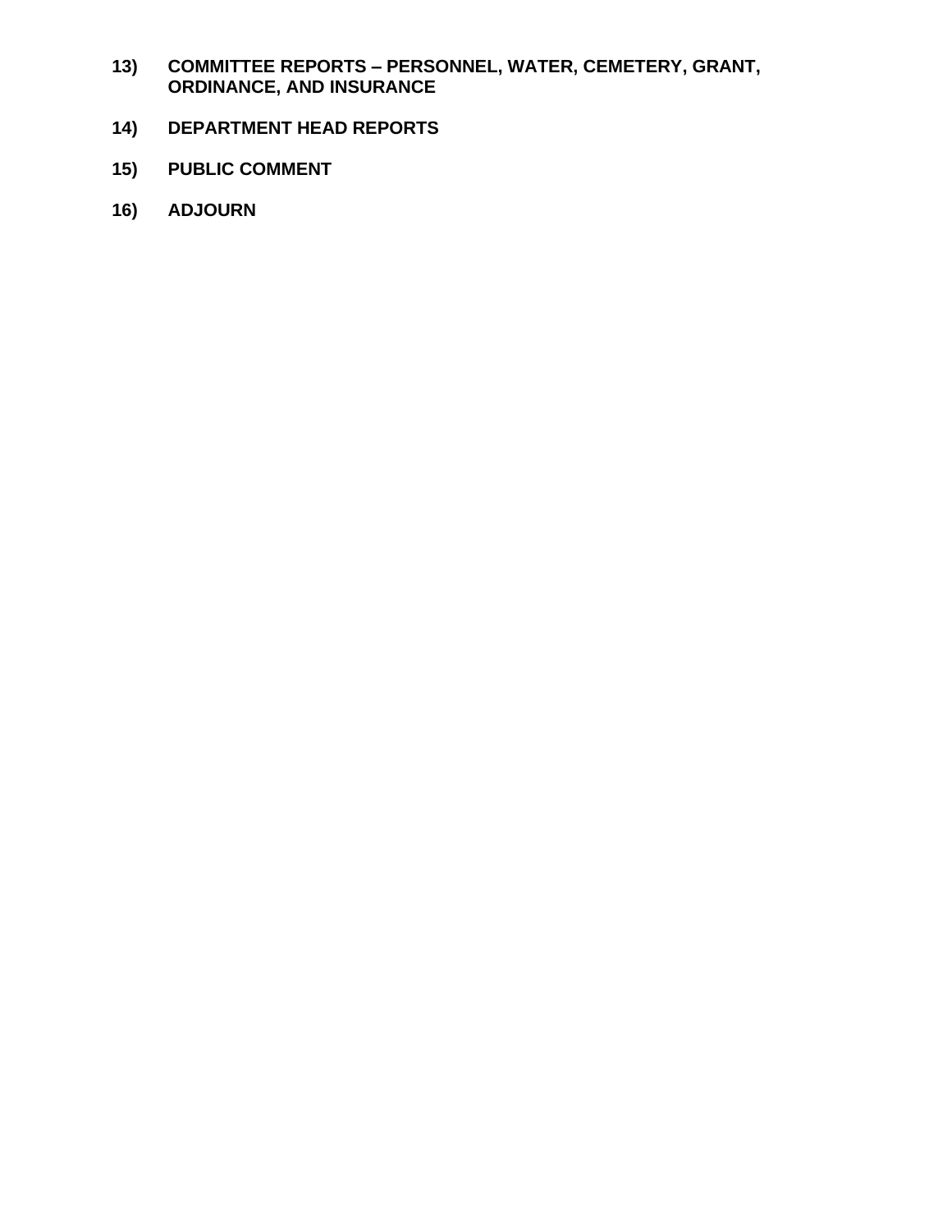**13) COMMITTEE REPORTS – PERSONNEL, WATER, CEMETERY, GRANT, ORDINANCE, AND INSURANCE**

**14) DEPARTMENT HEAD REPORTS**

**15) PUBLIC COMMENT**

**16) ADJOURN**